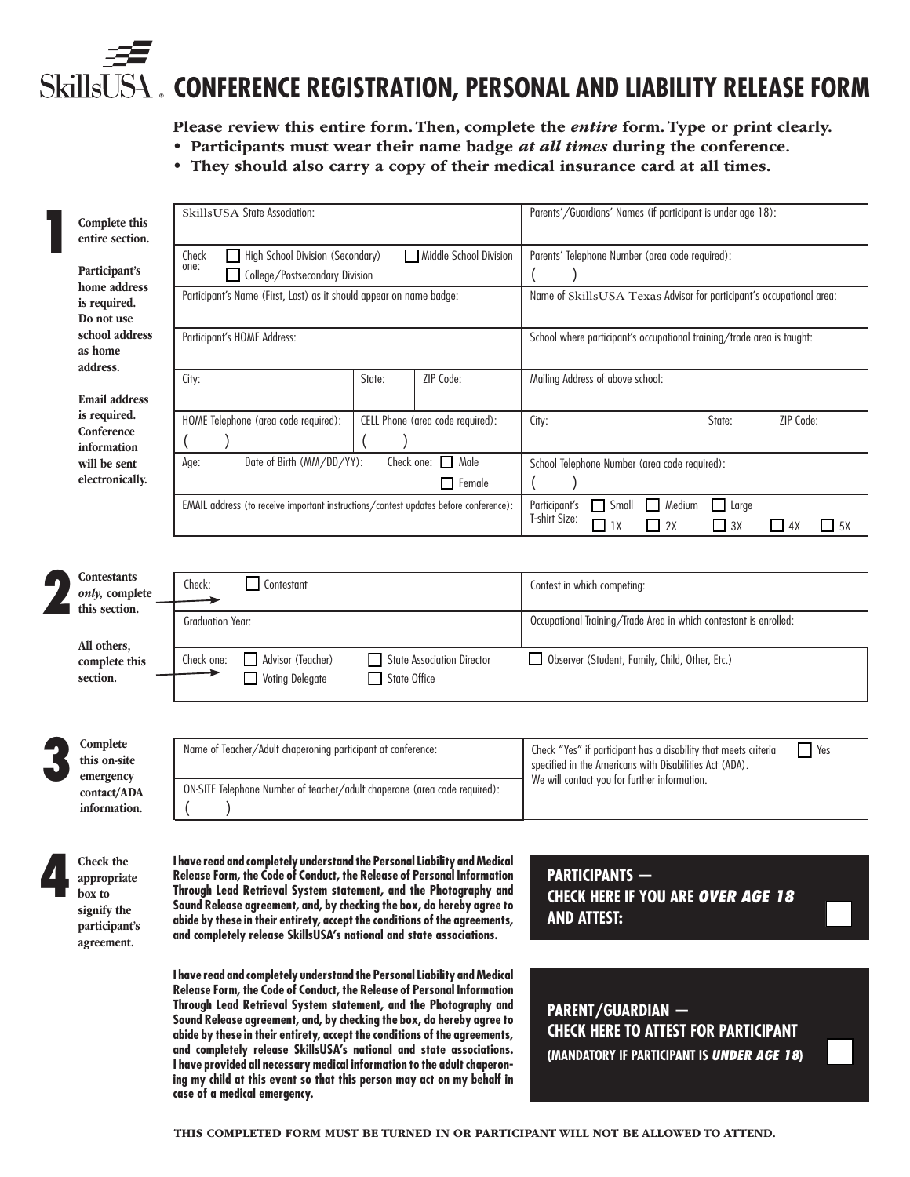# SkillsUSA® CONFERENCE REGISTRATION, PERSONAL AND LIABILITY RELEASE FORM

**Please review this entire form. Then, complete the *entire* form. Type or print clearly.**

- **Participants must wear their name badge *at all times* during the conference.**
- **They should also carry a copy of their medical insurance card at all times.**

## 1

**Complete this entire section.**

**Participant's home address is required. Do not use school address as home address.**

**Email address is required. Conference information will be sent electronically.**

| | |
|---|---|
| SkillsUSA State Association: | Parents'/Guardians' Names (if participant is under age 18): |
| Check one: ☐ High School Division (Secondary) ☐ Middle School Division ☐ College/Postsecondary Division | Parents' Telephone Number (area code required): ( ) |
| Participant's Name (First, Last) as it should appear on name badge: | Name of SkillsUSA Texas Advisor for participant's occupational area: |
| Participant's HOME Address: | School where participant's occupational training/trade area is taught: |
| City: / State: / ZIP Code: | Mailing Address of above school: |
| HOME Telephone (area code required): ( ) / CELL Phone (area code required): ( ) | City: / State: / ZIP Code: |
| Age: / Date of Birth (MM/DD/YY): / Check one: ☐ Male ☐ Female | School Telephone Number (area code required): ( ) |
| EMAIL address (to receive important instructions/contest updates before conference): | Participant's T-shirt Size: ☐ Small ☐ Medium ☐ Large ☐ 1X ☐ 2X ☐ 3X ☐ 4X ☐ 5X |

## 2

**Contestants *only*, complete this section.**

**All others, complete this section.**

| | |
|---|---|
| Check: ☐ Contestant | Contest in which competing: |
| Graduation Year: | Occupational Training/Trade Area in which contestant is enrolled: |
| Check one: ☐ Advisor (Teacher) ☐ Voting Delegate ☐ State Association Director ☐ State Office | ☐ Observer (Student, Family, Child, Other, Etc.) ____________________ |

## 3

**Complete this on-site emergency contact/ADA information.**

| | |
|---|---|
| Name of Teacher/Adult chaperoning participant at conference: | Check "Yes" if participant has a disability that meets criteria specified in the Americans with Disabilities Act (ADA). We will contact you for further information. ☐ Yes |
| ON-SITE Telephone Number of teacher/adult chaperone (area code required): ( ) | |

## 4

**Check the appropriate box to signify the participant's agreement.**

**I have read and completely understand the Personal Liability and Medical Release Form, the Code of Conduct, the Release of Personal Information Through Lead Retrieval System statement, and the Photography and Sound Release agreement, and, by checking the box, do hereby agree to abide by these in their entirety, accept the conditions of the agreements, and completely release SkillsUSA's national and state associations.**

**PARTICIPANTS — CHECK HERE IF YOU ARE *OVER AGE 18* AND ATTEST:** ☐

**I have read and completely understand the Personal Liability and Medical Release Form, the Code of Conduct, the Release of Personal Information Through Lead Retrieval System statement, and the Photography and Sound Release agreement, and, by checking the box, do hereby agree to abide by these in their entirety, accept the conditions of the agreements, and completely release SkillsUSA's national and state associations. I have provided all necessary medical information to the adult chaperoning my child at this event so that this person may act on my behalf in case of a medical emergency.**

**PARENT/GUARDIAN — CHECK HERE TO ATTEST FOR PARTICIPANT (MANDATORY IF PARTICIPANT IS *UNDER AGE 18*)** ☐

**THIS COMPLETED FORM MUST BE TURNED IN OR PARTICIPANT WILL NOT BE ALLOWED TO ATTEND.**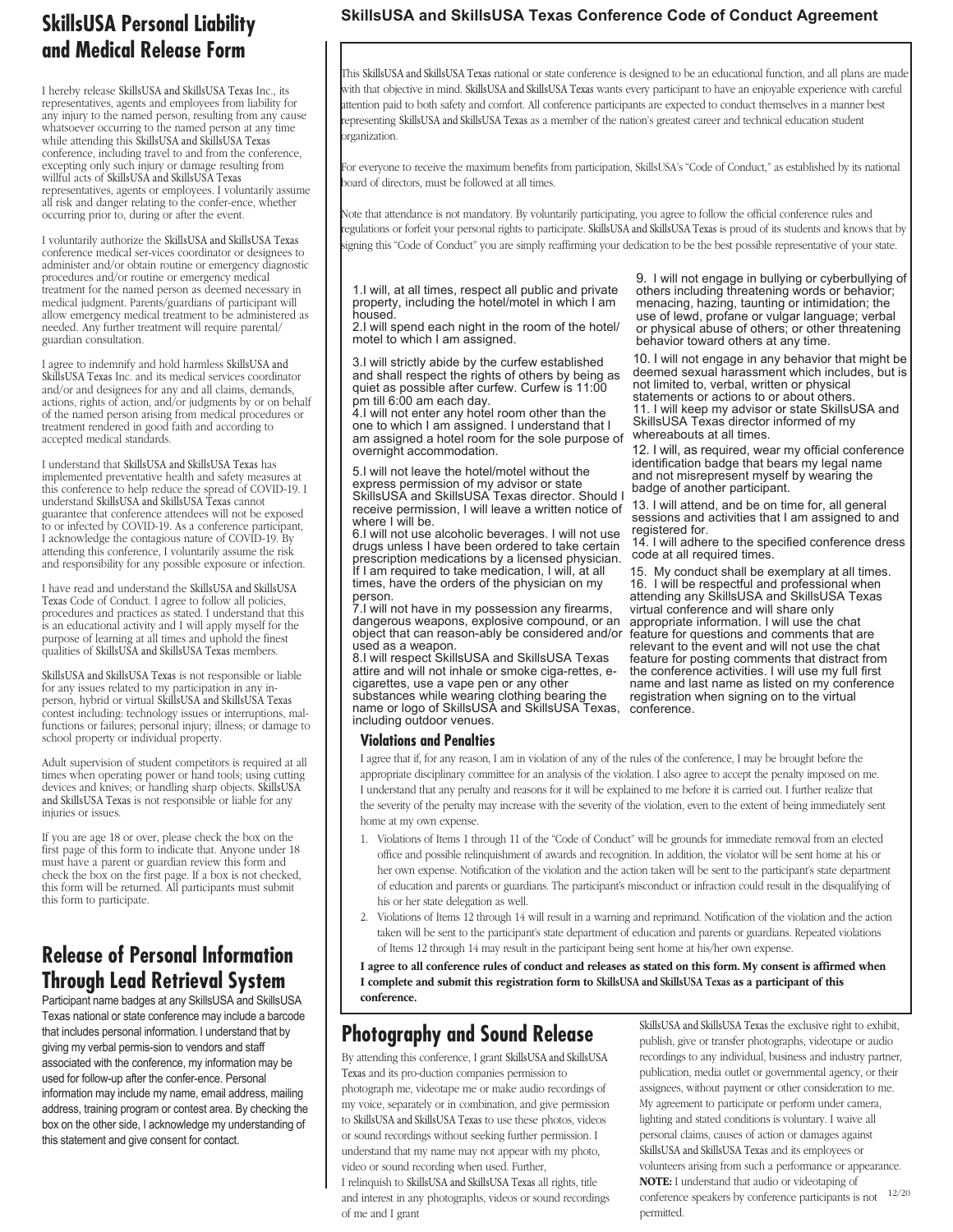# SkillsUSA Personal Liability and Medical Release Form

I hereby release SkillsUSA and SkillsUSA Texas Inc., its representatives, agents and employees from liability for any injury to the named person, resulting from any cause whatsoever occurring to the named person at any time while attending this SkillsUSA and SkillsUSA Texas conference, including travel to and from the conference, excepting only such injury or damage resulting from willful acts of SkillsUSA and SkillsUSA Texas representatives, agents or employees. I voluntarily assume all risk and danger relating to the confer-ence, whether occurring prior to, during or after the event.

I voluntarily authorize the SkillsUSA and SkillsUSA Texas conference medical ser-vices coordinator or designees to administer and/or obtain routine or emergency diagnostic procedures and/or routine or emergency medical treatment for the named person as deemed necessary in medical judgment. Parents/guardians of participant will allow emergency medical treatment to be administered as needed. Any further treatment will require parental/guardian consultation.

I agree to indemnify and hold harmless SkillsUSA and SkillsUSA Texas Inc. and its medical services coordinator and/or and designees for any and all claims, demands, actions, rights of action, and/or judgments by or on behalf of the named person arising from medical procedures or treatment rendered in good faith and according to accepted medical standards.

I understand that SkillsUSA and SkillsUSA Texas has implemented preventative health and safety measures at this conference to help reduce the spread of COVID-19. I understand SkillsUSA and SkillsUSA Texas cannot guarantee that conference attendees will not be exposed to or infected by COVID-19. As a conference participant, I acknowledge the contagious nature of COVID-19. By attending this conference, I voluntarily assume the risk and responsibility for any possible exposure or infection.

I have read and understand the SkillsUSA and SkillsUSA Texas Code of Conduct. I agree to follow all policies, procedures and practices as stated. I understand that this is an educational activity and I will apply myself for the purpose of learning at all times and uphold the finest qualities of SkillsUSA and SkillsUSA Texas members.

SkillsUSA and SkillsUSA Texas is not responsible or liable for any issues related to my participation in any in-person, hybrid or virtual SkillsUSA and SkillsUSA Texas contest including: technology issues or interruptions, mal-functions or failures; personal injury; illness; or damage to school property or individual property.

Adult supervision of student competitors is required at all times when operating power or hand tools; using cutting devices and knives; or handling sharp objects. SkillsUSA and SkillsUSA Texas is not responsible or liable for any injuries or issues.

If you are age 18 or over, please check the box on the first page of this form to indicate that. Anyone under 18 must have a parent or guardian review this form and check the box on the first page. If a box is not checked, this form will be returned. All participants must submit this form to participate.

# Release of Personal Information Through Lead Retrieval System

Participant name badges at any SkillsUSA and SkillsUSA Texas national or state conference may include a barcode that includes personal information. I understand that by giving my verbal permis-sion to vendors and staff associated with the conference, my information may be used for follow-up after the confer-ence. Personal information may include my name, email address, mailing address, training program or contest area. By checking the box on the other side, I acknowledge my understanding of this statement and give consent for contact.

## SkillsUSA and SkillsUSA Texas Conference Code of Conduct Agreement

This SkillsUSA and SkillsUSA Texas national or state conference is designed to be an educational function, and all plans are made with that objective in mind. SkillsUSA and SkillsUSA Texas wants every participant to have an enjoyable experience with careful attention paid to both safety and comfort. All conference participants are expected to conduct themselves in a manner best representing SkillsUSA and SkillsUSA Texas as a member of the nation's greatest career and technical education student organization.

For everyone to receive the maximum benefits from participation, SkillsUSA's "Code of Conduct," as established by its national board of directors, must be followed at all times.

Note that attendance is not mandatory. By voluntarily participating, you agree to follow the official conference rules and regulations or forfeit your personal rights to participate. SkillsUSA and SkillsUSA Texas is proud of its students and knows that by signing this "Code of Conduct" you are simply reaffirming your dedication to be the best possible representative of your state.

1. I will, at all times, respect all public and private property, including the hotel/motel in which I am housed.
2. I will spend each night in the room of the hotel/motel to which I am assigned.
3. I will strictly abide by the curfew established and shall respect the rights of others by being as quiet as possible after curfew. Curfew is 11:00 pm till 6:00 am each day.
4. I will not enter any hotel room other than the one to which I am assigned. I understand that I am assigned a hotel room for the sole purpose of overnight accommodation.
5. I will not leave the hotel/motel without the express permission of my advisor or state SkillsUSA and SkillsUSA Texas director. Should I receive permission, I will leave a written notice of where I will be.
6. I will not use alcoholic beverages. I will not use drugs unless I have been ordered to take certain prescription medications by a licensed physician. If I am required to take medication, I will, at all times, have the orders of the physician on my person.
7. I will not have in my possession any firearms, dangerous weapons, explosive compound, or an object that can reason-ably be considered and/or used as a weapon.
8. I will respect SkillsUSA and SkillsUSA Texas attire and will not inhale or smoke ciga-rettes, e-cigarettes, use a vape pen or any other substances while wearing clothing bearing the name or logo of SkillsUSA and SkillsUSA Texas, including outdoor venues.
9. I will not engage in bullying or cyberbullying of others including threatening words or behavior; menacing, hazing, taunting or intimidation; the use of lewd, profane or vulgar language; verbal or physical abuse of others; or other threatening behavior toward others at any time.
10. I will not engage in any behavior that might be deemed sexual harassment which includes, but is not limited to, verbal, written or physical statements or actions to or about others.
11. I will keep my advisor or state SkillsUSA and SkillsUSA Texas director informed of my whereabouts at all times.
12. I will, as required, wear my official conference identification badge that bears my legal name and not misrepresent myself by wearing the badge of another participant.
13. I will attend, and be on time for, all general sessions and activities that I am assigned to and registered for.
14. I will adhere to the specified conference dress code at all required times.
15. My conduct shall be exemplary at all times.
16. I will be respectful and professional when attending any SkillsUSA and SkillsUSA Texas virtual conference and will share only appropriate information. I will use the chat feature for questions and comments that are relevant to the event and will not use the chat feature for posting comments that distract from the conference activities. I will use my full first name and last name as listed on my conference registration when signing on to the virtual conference.

### Violations and Penalties

I agree that if, for any reason, I am in violation of any of the rules of the conference, I may be brought before the appropriate disciplinary committee for an analysis of the violation. I also agree to accept the penalty imposed on me. I understand that any penalty and reasons for it will be explained to me before it is carried out. I further realize that the severity of the penalty may increase with the severity of the violation, even to the extent of being immediately sent home at my own expense.

1. Violations of Items 1 through 11 of the "Code of Conduct" will be grounds for immediate removal from an elected office and possible relinquishment of awards and recognition. In addition, the violator will be sent home at his or her own expense. Notification of the violation and the action taken will be sent to the participant's state department of education and parents or guardians. The participant's misconduct or infraction could result in the disqualifying of his or her state delegation as well.
2. Violations of Items 12 through 14 will result in a warning and reprimand. Notification of the violation and the action taken will be sent to the participant's state department of education and parents or guardians. Repeated violations of Items 12 through 14 may result in the participant being sent home at his/her own expense.

**I agree to all conference rules of conduct and releases as stated on this form. My consent is affirmed when I complete and submit this registration form to SkillsUSA and SkillsUSA Texas as a participant of this conference.**

# Photography and Sound Release

By attending this conference, I grant SkillsUSA and SkillsUSA Texas and its pro-duction companies permission to photograph me, videotape me or make audio recordings of my voice, separately or in combination, and give permission to SkillsUSA and SkillsUSA Texas to use these photos, videos or sound recordings without seeking further permission. I understand that my name may not appear with my photo, video or sound recording when used. Further, I relinquish to SkillsUSA and SkillsUSA Texas all rights, title and interest in any photographs, videos or sound recordings of me and I grant SkillsUSA and SkillsUSA Texas the exclusive right to exhibit, publish, give or transfer photographs, videotape or audio recordings to any individual, business and industry partner, publication, media outlet or governmental agency, or their assignees, without payment or other consideration to me. My agreement to participate or perform under camera, lighting and stated conditions is voluntary. I waive all personal claims, causes of action or damages against SkillsUSA and SkillsUSA Texas and its employees or volunteers arising from such a performance or appearance. **NOTE:** I understand that audio or videotaping of conference speakers by conference participants is not permitted.

12/20